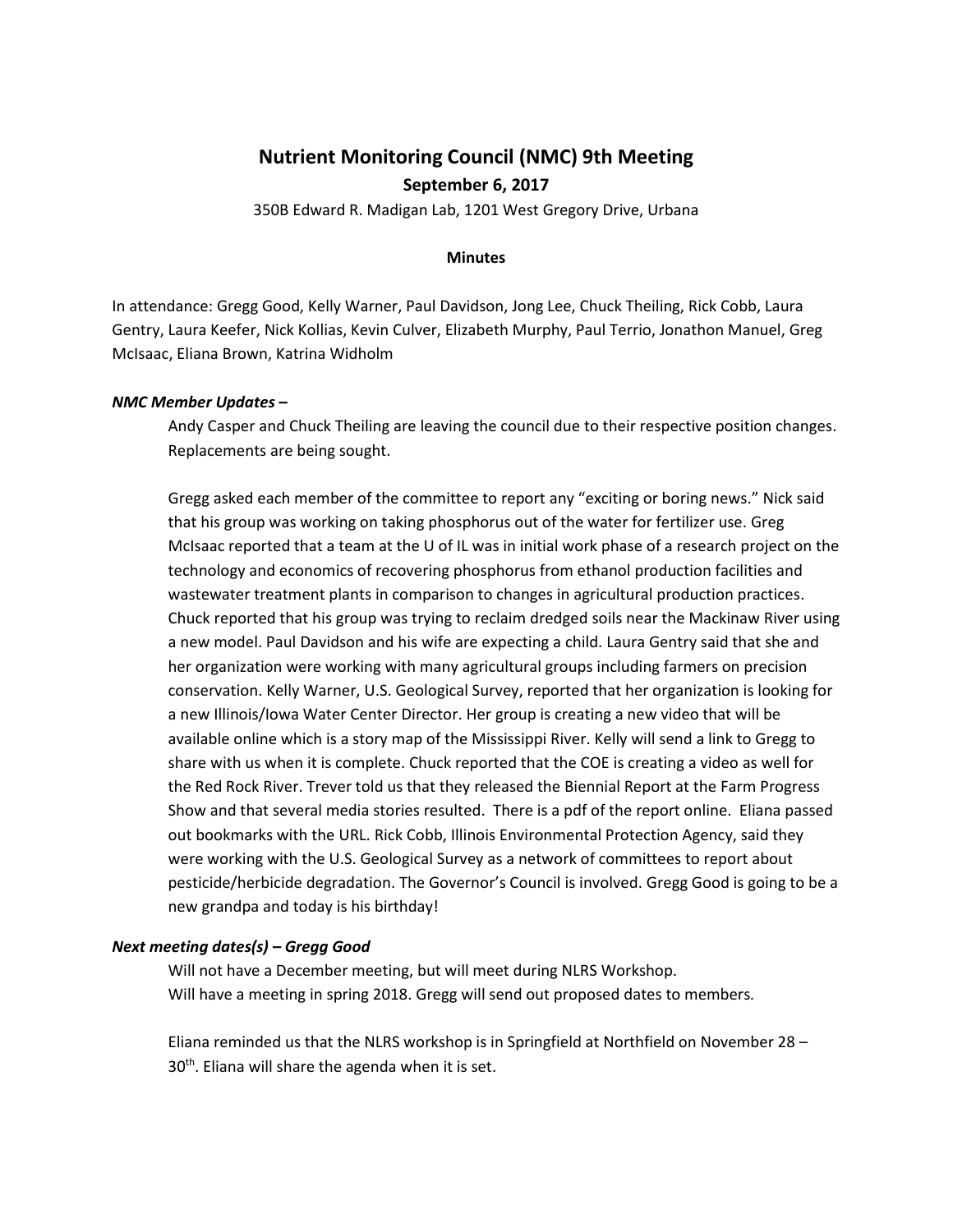# Nutrient Monitoring Council (NMC) 9th Meeting

## September 6, 2017

350B Edward R. Madigan Lab, 1201 West Gregory Drive, Urbana

### Minutes

In attendance: Gregg Good, Kelly Warner, Paul Davidson, Jong Lee, Chuck Theiling, Rick Cobb, Laura Gentry, Laura Keefer, Nick Kollias, Kevin Culver, Elizabeth Murphy, Paul Terrio, Jonathon Manuel, Greg McIsaac, Eliana Brown, Katrina Widholm

***NMC Member Updates –***

Andy Casper and Chuck Theiling are leaving the council due to their respective position changes. Replacements are being sought.

Gregg asked each member of the committee to report any "exciting or boring news." Nick said that his group was working on taking phosphorus out of the water for fertilizer use. Greg McIsaac reported that a team at the U of IL was in initial work phase of a research project on the technology and economics of recovering phosphorus from ethanol production facilities and wastewater treatment plants in comparison to changes in agricultural production practices. Chuck reported that his group was trying to reclaim dredged soils near the Mackinaw River using a new model. Paul Davidson and his wife are expecting a child. Laura Gentry said that she and her organization were working with many agricultural groups including farmers on precision conservation. Kelly Warner, U.S. Geological Survey, reported that her organization is looking for a new Illinois/Iowa Water Center Director. Her group is creating a new video that will be available online which is a story map of the Mississippi River. Kelly will send a link to Gregg to share with us when it is complete. Chuck reported that the COE is creating a video as well for the Red Rock River. Trever told us that they released the Biennial Report at the Farm Progress Show and that several media stories resulted. There is a pdf of the report online. Eliana passed out bookmarks with the URL. Rick Cobb, Illinois Environmental Protection Agency, said they were working with the U.S. Geological Survey as a network of committees to report about pesticide/herbicide degradation. The Governor's Council is involved. Gregg Good is going to be a new grandpa and today is his birthday!

***Next meeting dates(s) – Gregg Good***

Will not have a December meeting, but will meet during NLRS Workshop.
Will have a meeting in spring 2018. Gregg will send out proposed dates to members.

Eliana reminded us that the NLRS workshop is in Springfield at Northfield on November 28 – 30th. Eliana will share the agenda when it is set.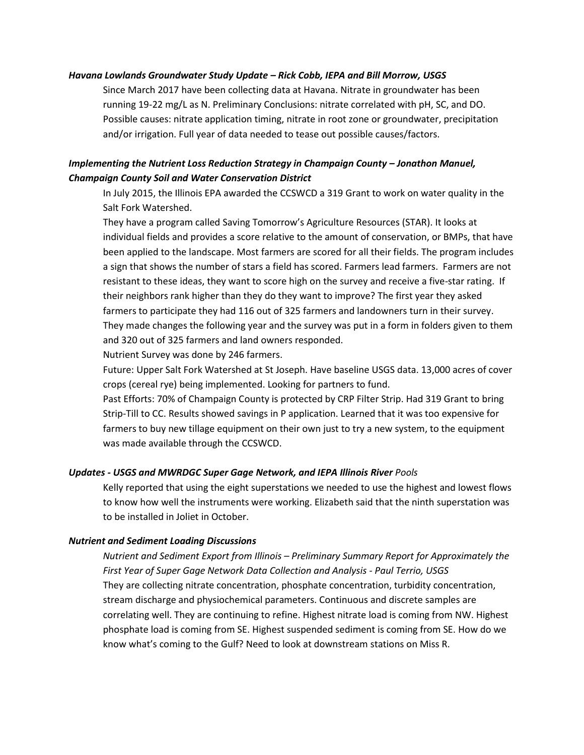***Havana Lowlands Groundwater Study Update – Rick Cobb, IEPA and Bill Morrow, USGS***

Since March 2017 have been collecting data at Havana. Nitrate in groundwater has been running 19-22 mg/L as N. Preliminary Conclusions: nitrate correlated with pH, SC, and DO. Possible causes: nitrate application timing, nitrate in root zone or groundwater, precipitation and/or irrigation. Full year of data needed to tease out possible causes/factors.

***Implementing the Nutrient Loss Reduction Strategy in Champaign County – Jonathon Manuel, Champaign County Soil and Water Conservation District***

In July 2015, the Illinois EPA awarded the CCSWCD a 319 Grant to work on water quality in the Salt Fork Watershed.

They have a program called Saving Tomorrow's Agriculture Resources (STAR). It looks at individual fields and provides a score relative to the amount of conservation, or BMPs, that have been applied to the landscape. Most farmers are scored for all their fields. The program includes a sign that shows the number of stars a field has scored. Farmers lead farmers. Farmers are not resistant to these ideas, they want to score high on the survey and receive a five-star rating. If their neighbors rank higher than they do they want to improve? The first year they asked farmers to participate they had 116 out of 325 farmers and landowners turn in their survey. They made changes the following year and the survey was put in a form in folders given to them and 320 out of 325 farmers and land owners responded.

Nutrient Survey was done by 246 farmers.

Future: Upper Salt Fork Watershed at St Joseph. Have baseline USGS data. 13,000 acres of cover crops (cereal rye) being implemented. Looking for partners to fund.

Past Efforts: 70% of Champaign County is protected by CRP Filter Strip. Had 319 Grant to bring Strip-Till to CC. Results showed savings in P application. Learned that it was too expensive for farmers to buy new tillage equipment on their own just to try a new system, to the equipment was made available through the CCSWCD.

***Updates - USGS and MWRDGC Super Gage Network, and IEPA Illinois River** Pools*

Kelly reported that using the eight superstations we needed to use the highest and lowest flows to know how well the instruments were working. Elizabeth said that the ninth superstation was to be installed in Joliet in October.

***Nutrient and Sediment Loading Discussions***

*Nutrient and Sediment Export from Illinois – Preliminary Summary Report for Approximately the First Year of Super Gage Network Data Collection and Analysis - Paul Terrio, USGS*

They are collecting nitrate concentration, phosphate concentration, turbidity concentration, stream discharge and physiochemical parameters. Continuous and discrete samples are correlating well. They are continuing to refine. Highest nitrate load is coming from NW. Highest phosphate load is coming from SE. Highest suspended sediment is coming from SE. How do we know what's coming to the Gulf? Need to look at downstream stations on Miss R.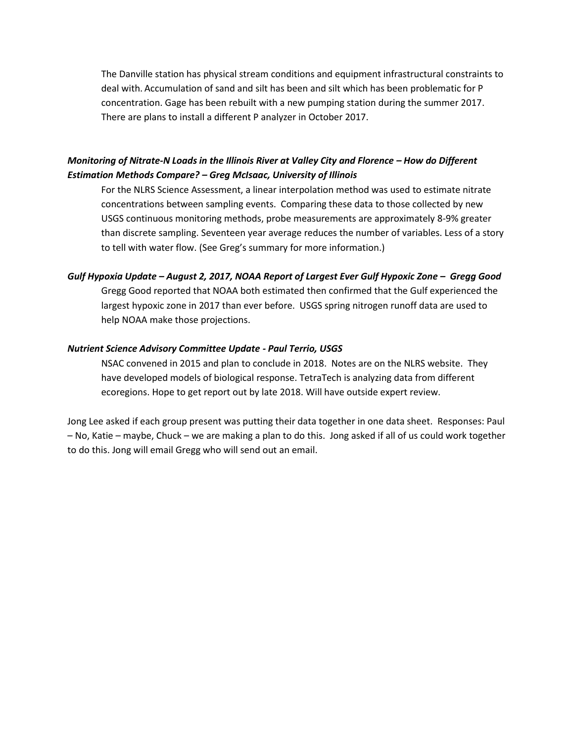The Danville station has physical stream conditions and equipment infrastructural constraints to deal with. Accumulation of sand and silt has been and silt which has been problematic for P concentration. Gage has been rebuilt with a new pumping station during the summer 2017. There are plans to install a different P analyzer in October 2017.

***Monitoring of Nitrate-N Loads in the Illinois River at Valley City and Florence – How do Different Estimation Methods Compare? – Greg McIsaac, University of Illinois***

For the NLRS Science Assessment, a linear interpolation method was used to estimate nitrate concentrations between sampling events. Comparing these data to those collected by new USGS continuous monitoring methods, probe measurements are approximately 8-9% greater than discrete sampling. Seventeen year average reduces the number of variables. Less of a story to tell with water flow. (See Greg's summary for more information.)

***Gulf Hypoxia Update – August 2, 2017, NOAA Report of Largest Ever Gulf Hypoxic Zone – Gregg Good***

Gregg Good reported that NOAA both estimated then confirmed that the Gulf experienced the largest hypoxic zone in 2017 than ever before. USGS spring nitrogen runoff data are used to help NOAA make those projections.

***Nutrient Science Advisory Committee Update - Paul Terrio, USGS***

NSAC convened in 2015 and plan to conclude in 2018. Notes are on the NLRS website. They have developed models of biological response. TetraTech is analyzing data from different ecoregions. Hope to get report out by late 2018. Will have outside expert review.

Jong Lee asked if each group present was putting their data together in one data sheet. Responses: Paul – No, Katie – maybe, Chuck – we are making a plan to do this. Jong asked if all of us could work together to do this. Jong will email Gregg who will send out an email.